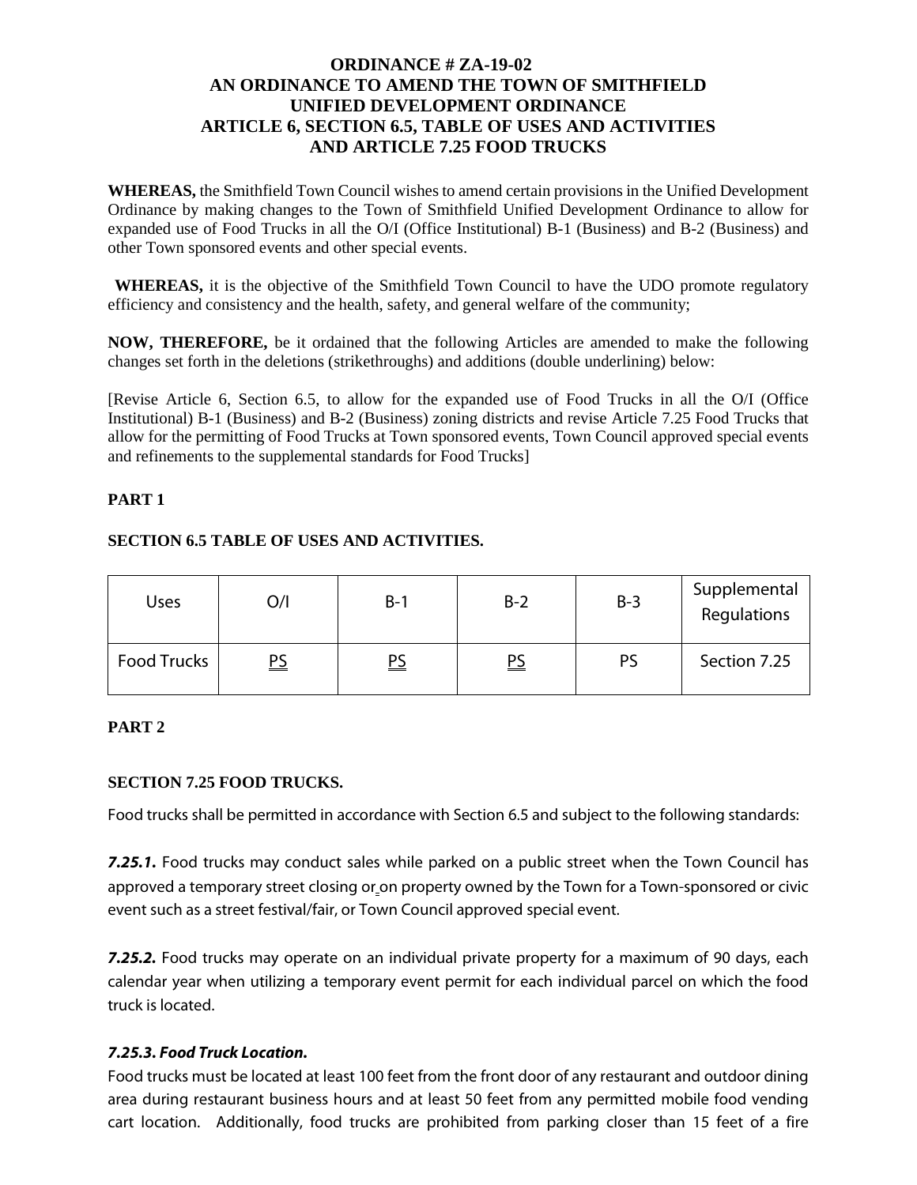# ORDINANCE # ZA-19-02
## AN ORDINANCE TO AMEND THE TOWN OF SMITHFIELD UNIFIED DEVELOPMENT ORDINANCE ARTICLE 6, SECTION 6.5, TABLE OF USES AND ACTIVITIES AND ARTICLE 7.25 FOOD TRUCKS

**WHEREAS,** the Smithfield Town Council wishes to amend certain provisions in the Unified Development Ordinance by making changes to the Town of Smithfield Unified Development Ordinance to allow for expanded use of Food Trucks in all the O/I (Office Institutional) B-1 (Business) and B-2 (Business) and other Town sponsored events and other special events.

**WHEREAS,** it is the objective of the Smithfield Town Council to have the UDO promote regulatory efficiency and consistency and the health, safety, and general welfare of the community;

**NOW, THEREFORE,** be it ordained that the following Articles are amended to make the following changes set forth in the deletions (strikethroughs) and additions (double underlining) below:

[Revise Article 6, Section 6.5, to allow for the expanded use of Food Trucks in all the O/I (Office Institutional) B-1 (Business) and B-2 (Business) zoning districts and revise Article 7.25 Food Trucks that allow for the permitting of Food Trucks at Town sponsored events, Town Council approved special events and refinements to the supplemental standards for Food Trucks]

**PART 1**

**SECTION 6.5 TABLE OF USES AND ACTIVITIES.**

| Uses | O/I | B-1 | B-2 | B-3 | Supplemental Regulations |
|---|---|---|---|---|---|
| Food Trucks | <u>PS</u> | <u>PS</u> | <u>PS</u> | PS | Section 7.25 |

**PART 2**

**SECTION 7.25 FOOD TRUCKS.**

Food trucks shall be permitted in accordance with Section 6.5 and subject to the following standards:

***7.25.1.*** Food trucks may conduct sales while parked on a public street when the Town Council has approved a temporary street closing or on property owned by the Town for a Town-sponsored or civic event such as a street festival/fair, or Town Council approved special event.

***7.25.2.*** Food trucks may operate on an individual private property for a maximum of 90 days, each calendar year when utilizing a temporary event permit for each individual parcel on which the food truck is located.

***7.25.3. Food Truck Location.***

Food trucks must be located at least 100 feet from the front door of any restaurant and outdoor dining area during restaurant business hours and at least 50 feet from any permitted mobile food vending cart location. Additionally, food trucks are prohibited from parking closer than 15 feet of a fire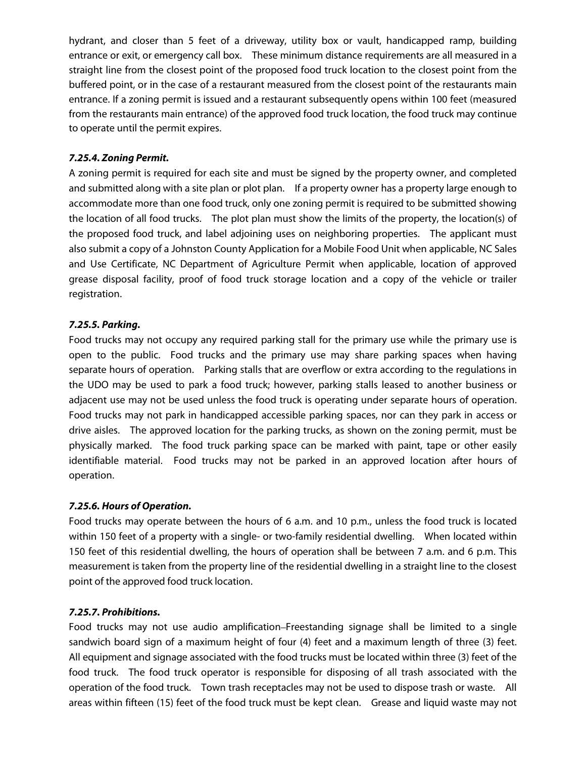hydrant, and closer than 5 feet of a driveway, utility box or vault, handicapped ramp, building entrance or exit, or emergency call box. These minimum distance requirements are all measured in a straight line from the closest point of the proposed food truck location to the closest point from the buffered point, or in the case of a restaurant measured from the closest point of the restaurants main entrance. If a zoning permit is issued and a restaurant subsequently opens within 100 feet (measured from the restaurants main entrance) of the approved food truck location, the food truck may continue to operate until the permit expires.

***7.25.4. Zoning Permit.***

A zoning permit is required for each site and must be signed by the property owner, and completed and submitted along with a site plan or plot plan. If a property owner has a property large enough to accommodate more than one food truck, only one zoning permit is required to be submitted showing the location of all food trucks. The plot plan must show the limits of the property, the location(s) of the proposed food truck, and label adjoining uses on neighboring properties. The applicant must also submit a copy of a Johnston County Application for a Mobile Food Unit when applicable, NC Sales and Use Certificate, NC Department of Agriculture Permit when applicable, location of approved grease disposal facility, proof of food truck storage location and a copy of the vehicle or trailer registration.

***7.25.5. Parking.***

Food trucks may not occupy any required parking stall for the primary use while the primary use is open to the public. Food trucks and the primary use may share parking spaces when having separate hours of operation. Parking stalls that are overflow or extra according to the regulations in the UDO may be used to park a food truck; however, parking stalls leased to another business or adjacent use may not be used unless the food truck is operating under separate hours of operation. Food trucks may not park in handicapped accessible parking spaces, nor can they park in access or drive aisles. The approved location for the parking trucks, as shown on the zoning permit, must be physically marked. The food truck parking space can be marked with paint, tape or other easily identifiable material. Food trucks may not be parked in an approved location after hours of operation.

***7.25.6. Hours of Operation.***

Food trucks may operate between the hours of 6 a.m. and 10 p.m., unless the food truck is located within 150 feet of a property with a single- or two-family residential dwelling. When located within 150 feet of this residential dwelling, the hours of operation shall be between 7 a.m. and 6 p.m. This measurement is taken from the property line of the residential dwelling in a straight line to the closest point of the approved food truck location.

***7.25.7. Prohibitions.***

Food trucks may not use audio amplification–Freestanding signage shall be limited to a single sandwich board sign of a maximum height of four (4) feet and a maximum length of three (3) feet. All equipment and signage associated with the food trucks must be located within three (3) feet of the food truck. The food truck operator is responsible for disposing of all trash associated with the operation of the food truck. Town trash receptacles may not be used to dispose trash or waste. All areas within fifteen (15) feet of the food truck must be kept clean. Grease and liquid waste may not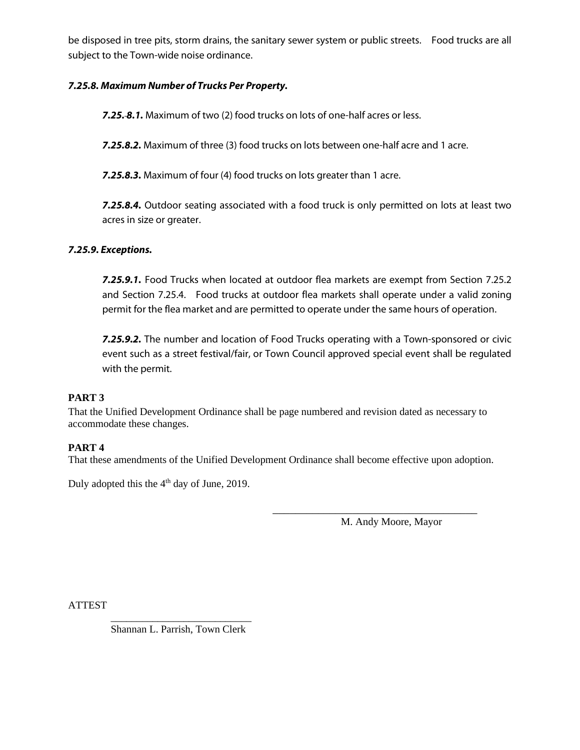be disposed in tree pits, storm drains, the sanitary sewer system or public streets. Food trucks are all subject to the Town-wide noise ordinance.

***7.25.8. Maximum Number of Trucks Per Property.***

***7.25.-8.1.*** Maximum of two (2) food trucks on lots of one-half acres or less.

***7.25.8.2.*** Maximum of three (3) food trucks on lots between one-half acre and 1 acre.

***7.25.8.3.*** Maximum of four (4) food trucks on lots greater than 1 acre.

***7.25.8.4.*** Outdoor seating associated with a food truck is only permitted on lots at least two acres in size or greater.

***7.25.9. Exceptions.***

***7.25.9.1.*** Food Trucks when located at outdoor flea markets are exempt from Section 7.25.2 and Section 7.25.4. Food trucks at outdoor flea markets shall operate under a valid zoning permit for the flea market and are permitted to operate under the same hours of operation.

***7.25.9.2.*** The number and location of Food Trucks operating with a Town-sponsored or civic event such as a street festival/fair, or Town Council approved special event shall be regulated with the permit.

**PART 3**

That the Unified Development Ordinance shall be page numbered and revision dated as necessary to accommodate these changes.

**PART 4**

That these amendments of the Unified Development Ordinance shall become effective upon adoption.

Duly adopted this the 4th day of June, 2019.

\_\_\_\_\_\_\_\_\_\_\_\_\_\_\_\_\_\_\_\_\_\_\_\_\_\_\_\_\_\_\_\_\_\_\_\_\_\_\_\_

M. Andy Moore, Mayor

ATTEST

\_\_\_\_\_\_\_\_\_\_\_\_\_\_\_\_\_\_\_\_\_\_\_\_\_\_\_\_

Shannan L. Parrish, Town Clerk